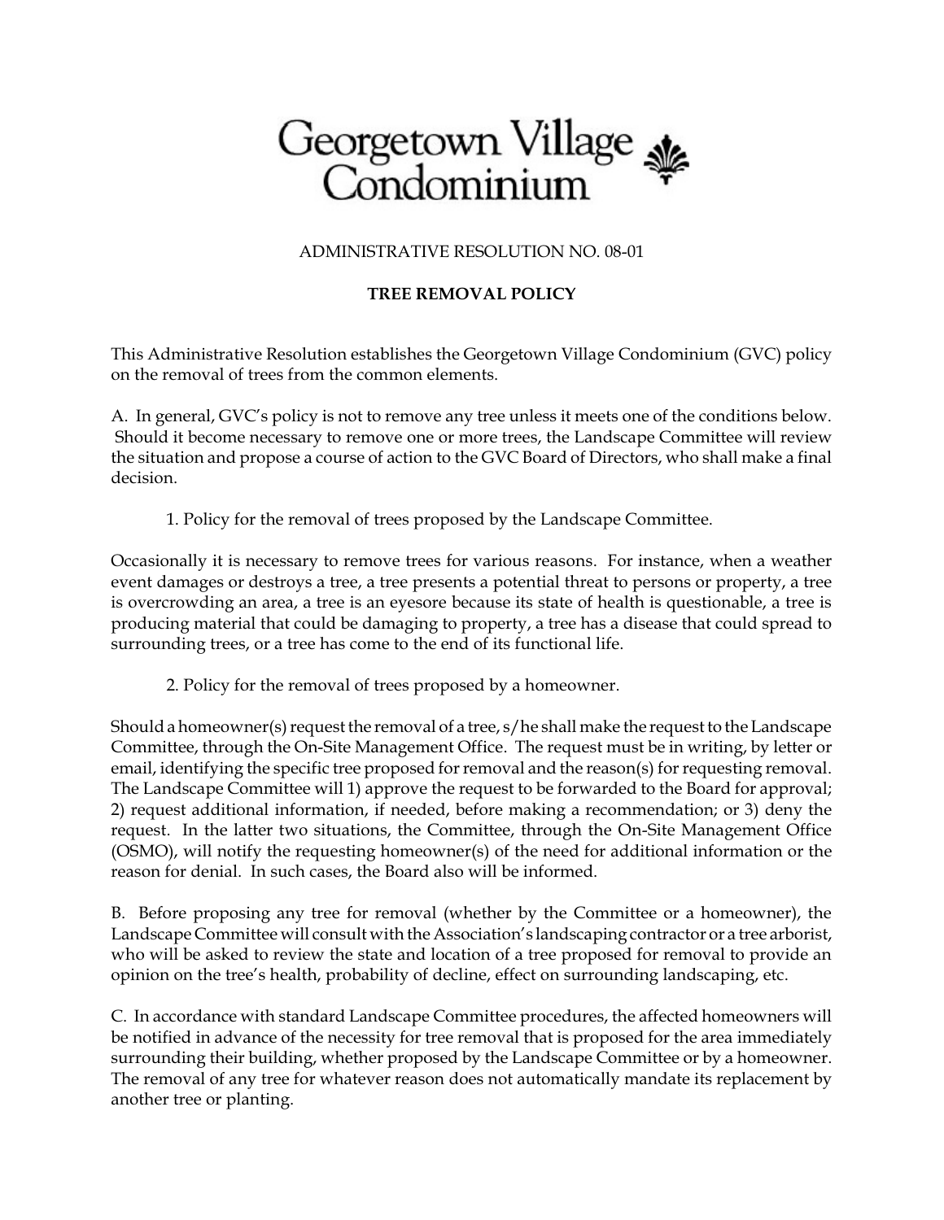# Georgetown Village Condominium

ADMINISTRATIVE RESOLUTION NO. 08-01

## TREE REMOVAL POLICY

This Administrative Resolution establishes the Georgetown Village Condominium (GVC) policy on the removal of trees from the common elements.

A. In general, GVC's policy is not to remove any tree unless it meets one of the conditions below. Should it become necessary to remove one or more trees, the Landscape Committee will review the situation and propose a course of action to the GVC Board of Directors, who shall make a final decision.

1. Policy for the removal of trees proposed by the Landscape Committee.

Occasionally it is necessary to remove trees for various reasons. For instance, when a weather event damages or destroys a tree, a tree presents a potential threat to persons or property, a tree is overcrowding an area, a tree is an eyesore because its state of health is questionable, a tree is producing material that could be damaging to property, a tree has a disease that could spread to surrounding trees, or a tree has come to the end of its functional life.

2. Policy for the removal of trees proposed by a homeowner.

Should a homeowner(s) request the removal of a tree, s/he shall make the request to the Landscape Committee, through the On-Site Management Office. The request must be in writing, by letter or email, identifying the specific tree proposed for removal and the reason(s) for requesting removal. The Landscape Committee will 1) approve the request to be forwarded to the Board for approval; 2) request additional information, if needed, before making a recommendation; or 3) deny the request. In the latter two situations, the Committee, through the On-Site Management Office (OSMO), will notify the requesting homeowner(s) of the need for additional information or the reason for denial. In such cases, the Board also will be informed.

B. Before proposing any tree for removal (whether by the Committee or a homeowner), the Landscape Committee will consult with the Association's landscaping contractor or a tree arborist, who will be asked to review the state and location of a tree proposed for removal to provide an opinion on the tree's health, probability of decline, effect on surrounding landscaping, etc.

C. In accordance with standard Landscape Committee procedures, the affected homeowners will be notified in advance of the necessity for tree removal that is proposed for the area immediately surrounding their building, whether proposed by the Landscape Committee or by a homeowner. The removal of any tree for whatever reason does not automatically mandate its replacement by another tree or planting.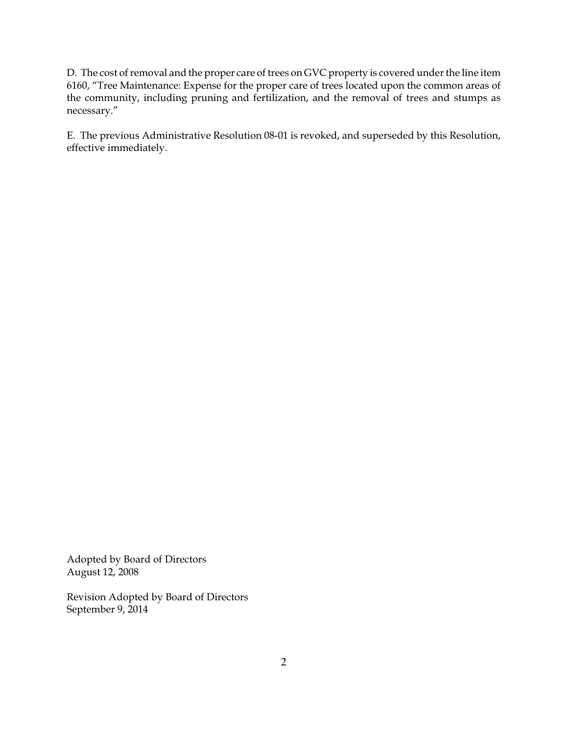D. The cost of removal and the proper care of trees on GVC property is covered under the line item 6160, "Tree Maintenance: Expense for the proper care of trees located upon the common areas of the community, including pruning and fertilization, and the removal of trees and stumps as necessary."

E. The previous Administrative Resolution 08-01 is revoked, and superseded by this Resolution, effective immediately.

Adopted by Board of Directors
August 12, 2008

Revision Adopted by Board of Directors
September 9, 2014